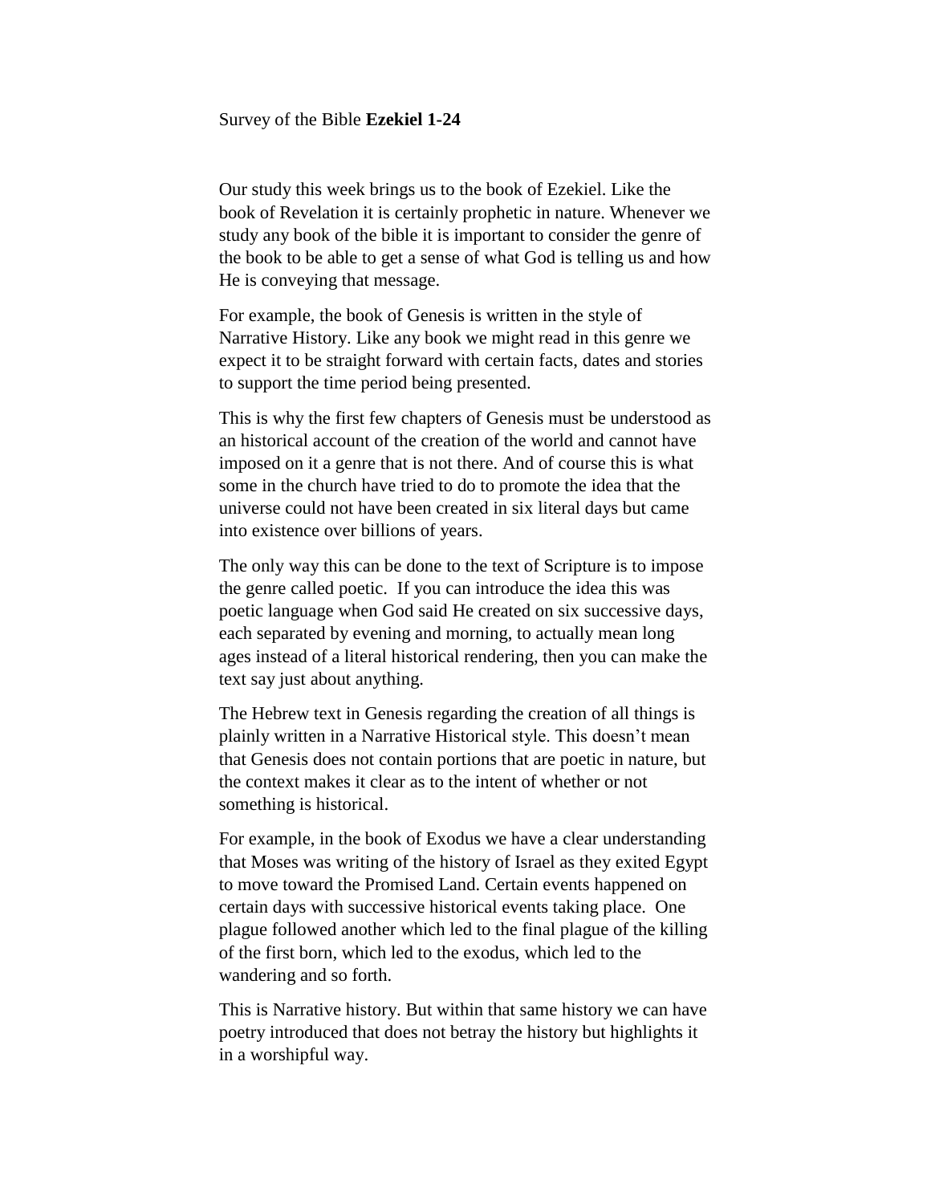Survey of the Bible **Ezekiel 1-24**

Our study this week brings us to the book of Ezekiel. Like the book of Revelation it is certainly prophetic in nature. Whenever we study any book of the bible it is important to consider the genre of the book to be able to get a sense of what God is telling us and how He is conveying that message.

For example, the book of Genesis is written in the style of Narrative History. Like any book we might read in this genre we expect it to be straight forward with certain facts, dates and stories to support the time period being presented.

This is why the first few chapters of Genesis must be understood as an historical account of the creation of the world and cannot have imposed on it a genre that is not there. And of course this is what some in the church have tried to do to promote the idea that the universe could not have been created in six literal days but came into existence over billions of years.

The only way this can be done to the text of Scripture is to impose the genre called poetic. If you can introduce the idea this was poetic language when God said He created on six successive days, each separated by evening and morning, to actually mean long ages instead of a literal historical rendering, then you can make the text say just about anything.

The Hebrew text in Genesis regarding the creation of all things is plainly written in a Narrative Historical style. This doesn't mean that Genesis does not contain portions that are poetic in nature, but the context makes it clear as to the intent of whether or not something is historical.

For example, in the book of Exodus we have a clear understanding that Moses was writing of the history of Israel as they exited Egypt to move toward the Promised Land. Certain events happened on certain days with successive historical events taking place. One plague followed another which led to the final plague of the killing of the first born, which led to the exodus, which led to the wandering and so forth.

This is Narrative history. But within that same history we can have poetry introduced that does not betray the history but highlights it in a worshipful way.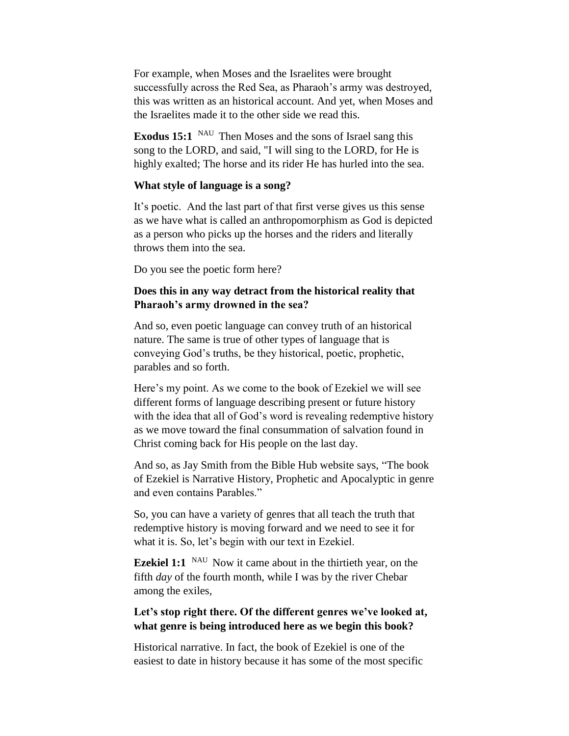For example, when Moses and the Israelites were brought successfully across the Red Sea, as Pharaoh's army was destroyed, this was written as an historical account. And yet, when Moses and the Israelites made it to the other side we read this.

**Exodus 15:1** NAU Then Moses and the sons of Israel sang this song to the LORD, and said, "I will sing to the LORD, for He is highly exalted; The horse and its rider He has hurled into the sea.

**What style of language is a song?**

It's poetic. And the last part of that first verse gives us this sense as we have what is called an anthropomorphism as God is depicted as a person who picks up the horses and the riders and literally throws them into the sea.

Do you see the poetic form here?

**Does this in any way detract from the historical reality that Pharaoh's army drowned in the sea?**

And so, even poetic language can convey truth of an historical nature. The same is true of other types of language that is conveying God's truths, be they historical, poetic, prophetic, parables and so forth.

Here's my point. As we come to the book of Ezekiel we will see different forms of language describing present or future history with the idea that all of God's word is revealing redemptive history as we move toward the final consummation of salvation found in Christ coming back for His people on the last day.

And so, as Jay Smith from the Bible Hub website says, "The book of Ezekiel is Narrative History, Prophetic and Apocalyptic in genre and even contains Parables."

So, you can have a variety of genres that all teach the truth that redemptive history is moving forward and we need to see it for what it is. So, let's begin with our text in Ezekiel.

**Ezekiel 1:1** NAU Now it came about in the thirtieth year, on the fifth *day* of the fourth month, while I was by the river Chebar among the exiles,

**Let's stop right there. Of the different genres we've looked at, what genre is being introduced here as we begin this book?**

Historical narrative. In fact, the book of Ezekiel is one of the easiest to date in history because it has some of the most specific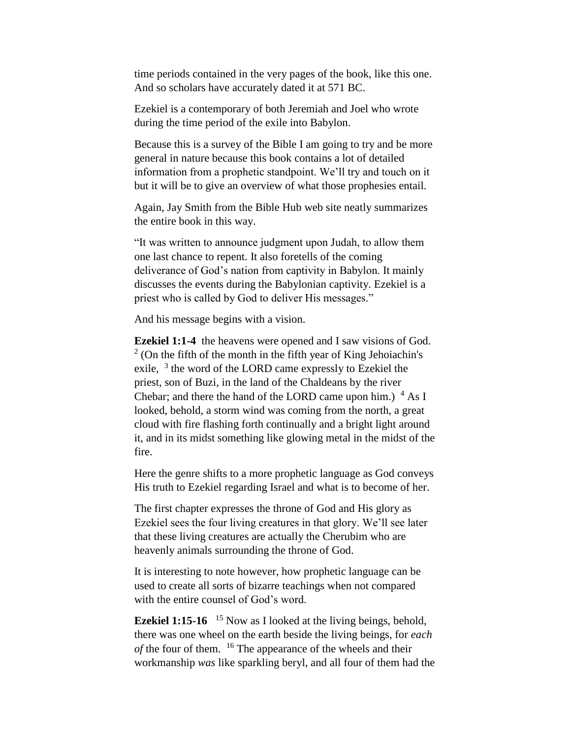time periods contained in the very pages of the book, like this one. And so scholars have accurately dated it at 571 BC.

Ezekiel is a contemporary of both Jeremiah and Joel who wrote during the time period of the exile into Babylon.

Because this is a survey of the Bible I am going to try and be more general in nature because this book contains a lot of detailed information from a prophetic standpoint. We'll try and touch on it but it will be to give an overview of what those prophesies entail.

Again, Jay Smith from the Bible Hub web site neatly summarizes the entire book in this way.

"It was written to announce judgment upon Judah, to allow them one last chance to repent. It also foretells of the coming deliverance of God's nation from captivity in Babylon. It mainly discusses the events during the Babylonian captivity. Ezekiel is a priest who is called by God to deliver His messages."

And his message begins with a vision.

**Ezekiel 1:1-4** the heavens were opened and I saw visions of God. [2] (On the fifth of the month in the fifth year of King Jehoiachin's exile, [3] the word of the LORD came expressly to Ezekiel the priest, son of Buzi, in the land of the Chaldeans by the river Chebar; and there the hand of the LORD came upon him.) [4] As I looked, behold, a storm wind was coming from the north, a great cloud with fire flashing forth continually and a bright light around it, and in its midst something like glowing metal in the midst of the fire.

Here the genre shifts to a more prophetic language as God conveys His truth to Ezekiel regarding Israel and what is to become of her.

The first chapter expresses the throne of God and His glory as Ezekiel sees the four living creatures in that glory. We'll see later that these living creatures are actually the Cherubim who are heavenly animals surrounding the throne of God.

It is interesting to note however, how prophetic language can be used to create all sorts of bizarre teachings when not compared with the entire counsel of God's word.

**Ezekiel 1:15-16** [15] Now as I looked at the living beings, behold, there was one wheel on the earth beside the living beings, for *each of* the four of them. [16] The appearance of the wheels and their workmanship *was* like sparkling beryl, and all four of them had the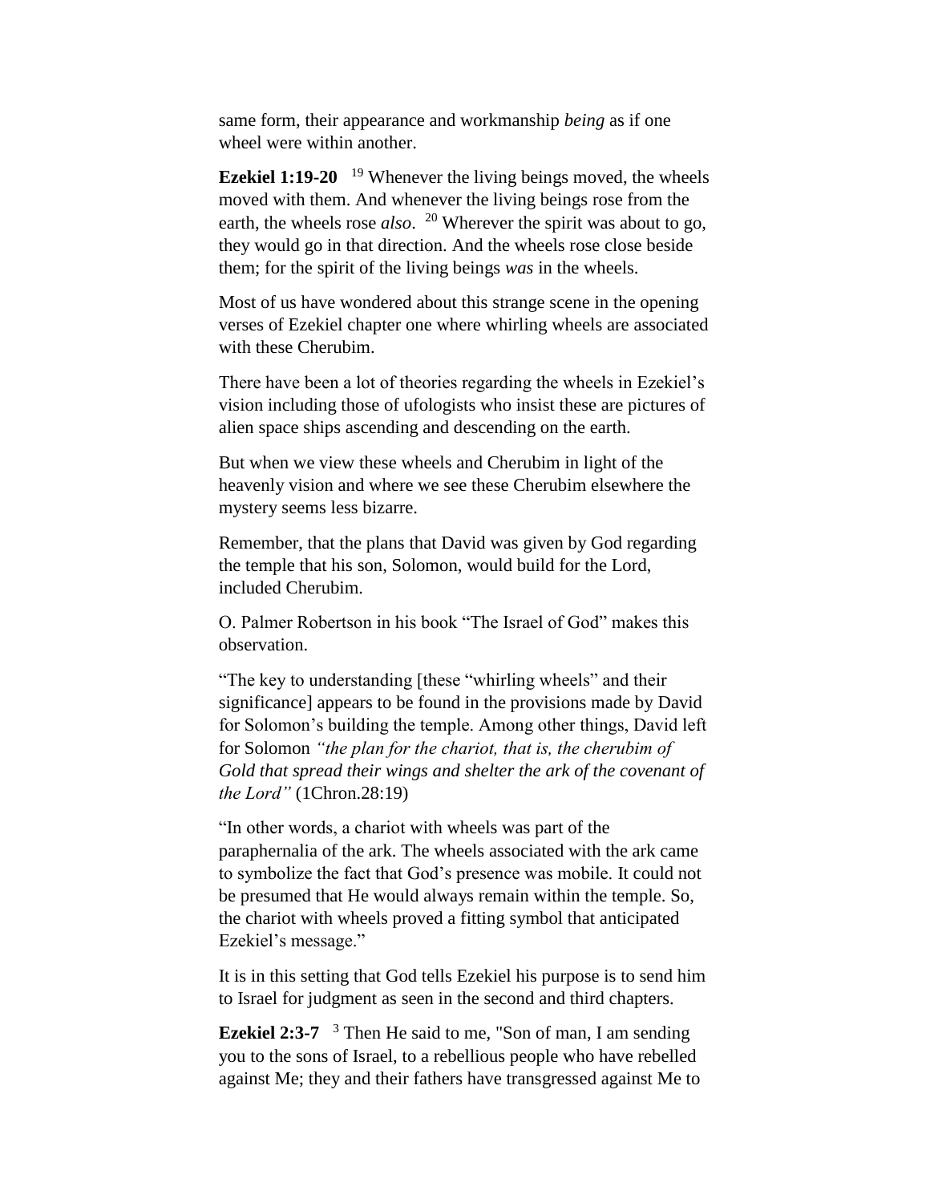same form, their appearance and workmanship *being* as if one wheel were within another.

**Ezekiel 1:19-20** [19] Whenever the living beings moved, the wheels moved with them. And whenever the living beings rose from the earth, the wheels rose *also*. [20] Wherever the spirit was about to go, they would go in that direction. And the wheels rose close beside them; for the spirit of the living beings *was* in the wheels.

Most of us have wondered about this strange scene in the opening verses of Ezekiel chapter one where whirling wheels are associated with these Cherubim.

There have been a lot of theories regarding the wheels in Ezekiel's vision including those of ufologists who insist these are pictures of alien space ships ascending and descending on the earth.

But when we view these wheels and Cherubim in light of the heavenly vision and where we see these Cherubim elsewhere the mystery seems less bizarre.

Remember, that the plans that David was given by God regarding the temple that his son, Solomon, would build for the Lord, included Cherubim.

O. Palmer Robertson in his book "The Israel of God" makes this observation.

"The key to understanding [these "whirling wheels" and their significance] appears to be found in the provisions made by David for Solomon's building the temple. Among other things, David left for Solomon *"the plan for the chariot, that is, the cherubim of Gold that spread their wings and shelter the ark of the covenant of the Lord"* (1Chron.28:19)

"In other words, a chariot with wheels was part of the paraphernalia of the ark. The wheels associated with the ark came to symbolize the fact that God's presence was mobile. It could not be presumed that He would always remain within the temple. So, the chariot with wheels proved a fitting symbol that anticipated Ezekiel's message."

It is in this setting that God tells Ezekiel his purpose is to send him to Israel for judgment as seen in the second and third chapters.

**Ezekiel 2:3-7** [3] Then He said to me, "Son of man, I am sending you to the sons of Israel, to a rebellious people who have rebelled against Me; they and their fathers have transgressed against Me to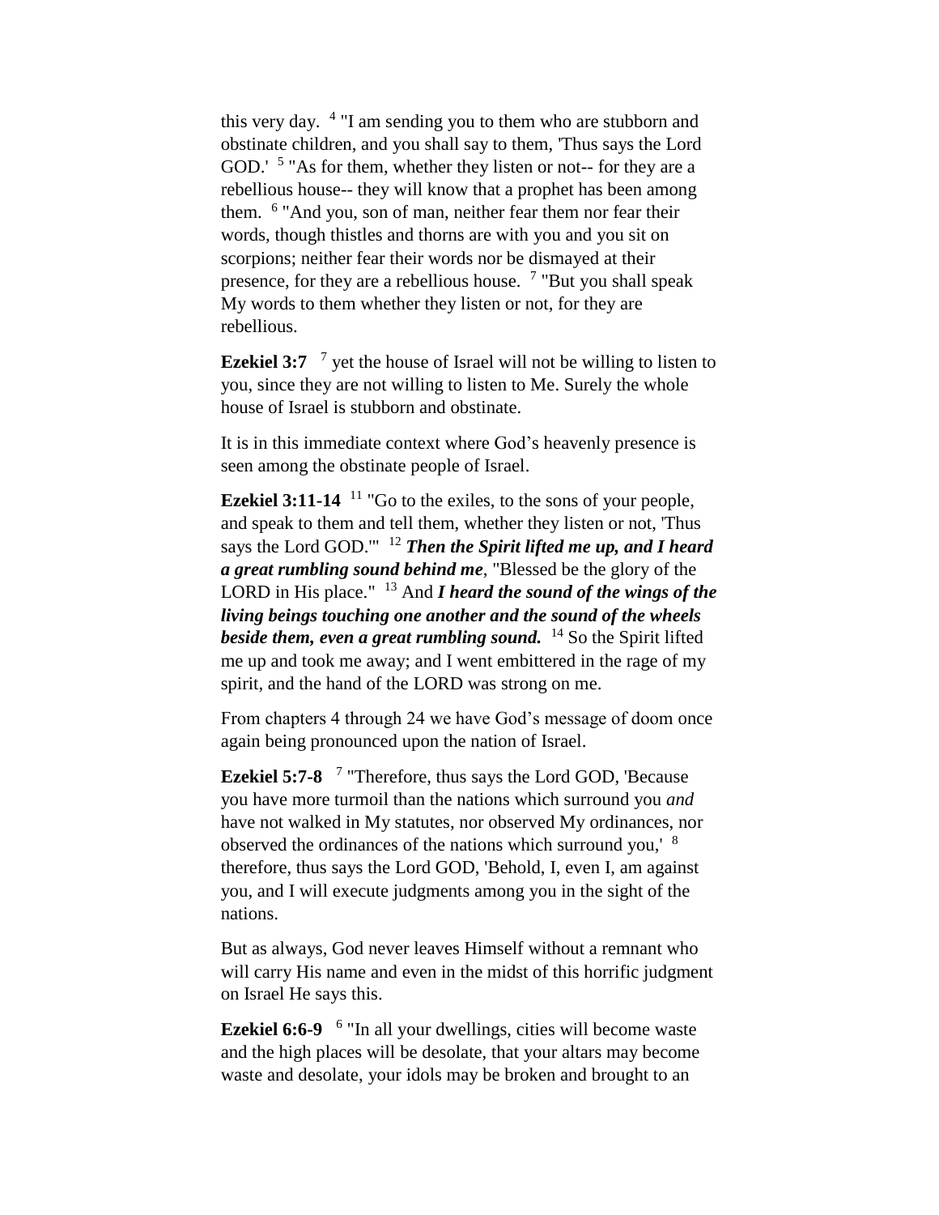this very day. [4] "I am sending you to them who are stubborn and obstinate children, and you shall say to them, 'Thus says the Lord GOD.' [5] "As for them, whether they listen or not-- for they are a rebellious house-- they will know that a prophet has been among them. [6] "And you, son of man, neither fear them nor fear their words, though thistles and thorns are with you and you sit on scorpions; neither fear their words nor be dismayed at their presence, for they are a rebellious house. [7] "But you shall speak My words to them whether they listen or not, for they are rebellious.

**Ezekiel 3:7** [7] yet the house of Israel will not be willing to listen to you, since they are not willing to listen to Me. Surely the whole house of Israel is stubborn and obstinate.

It is in this immediate context where God's heavenly presence is seen among the obstinate people of Israel.

**Ezekiel 3:11-14** [11] "Go to the exiles, to the sons of your people, and speak to them and tell them, whether they listen or not, 'Thus says the Lord GOD.'" [12] ***Then the Spirit lifted me up, and I heard a great rumbling sound behind me***, "Blessed be the glory of the LORD in His place." [13] And ***I heard the sound of the wings of the living beings touching one another and the sound of the wheels beside them, even a great rumbling sound.*** [14] So the Spirit lifted me up and took me away; and I went embittered in the rage of my spirit, and the hand of the LORD was strong on me.

From chapters 4 through 24 we have God's message of doom once again being pronounced upon the nation of Israel.

**Ezekiel 5:7-8** [7] "Therefore, thus says the Lord GOD, 'Because you have more turmoil than the nations which surround you *and* have not walked in My statutes, nor observed My ordinances, nor observed the ordinances of the nations which surround you,' [8] therefore, thus says the Lord GOD, 'Behold, I, even I, am against you, and I will execute judgments among you in the sight of the nations.

But as always, God never leaves Himself without a remnant who will carry His name and even in the midst of this horrific judgment on Israel He says this.

**Ezekiel 6:6-9** [6] "In all your dwellings, cities will become waste and the high places will be desolate, that your altars may become waste and desolate, your idols may be broken and brought to an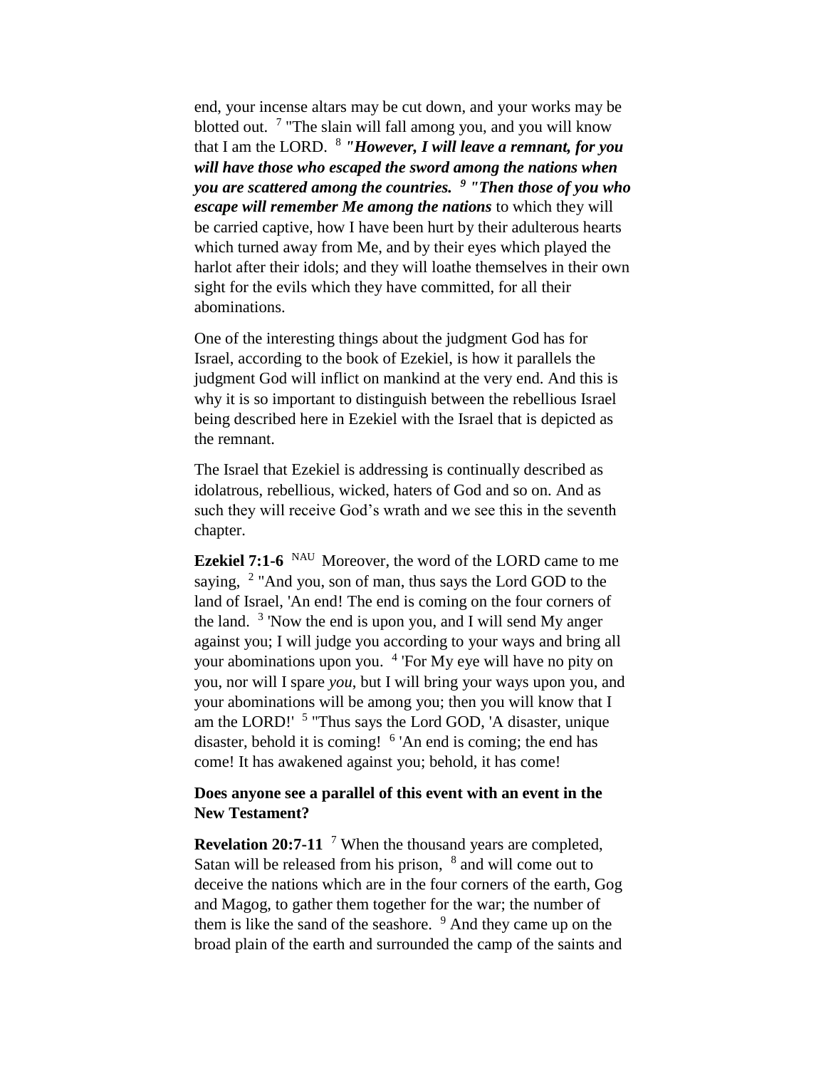end, your incense altars may be cut down, and your works may be blotted out. [7] "The slain will fall among you, and you will know that I am the LORD. [8] ***"However, I will leave a remnant, for you will have those who escaped the sword among the nations when you are scattered among the countries. [9] "Then those of you who escape will remember Me among the nations*** to which they will be carried captive, how I have been hurt by their adulterous hearts which turned away from Me, and by their eyes which played the harlot after their idols; and they will loathe themselves in their own sight for the evils which they have committed, for all their abominations.

One of the interesting things about the judgment God has for Israel, according to the book of Ezekiel, is how it parallels the judgment God will inflict on mankind at the very end. And this is why it is so important to distinguish between the rebellious Israel being described here in Ezekiel with the Israel that is depicted as the remnant.

The Israel that Ezekiel is addressing is continually described as idolatrous, rebellious, wicked, haters of God and so on. And as such they will receive God's wrath and we see this in the seventh chapter.

**Ezekiel 7:1-6** NAU Moreover, the word of the LORD came to me saying, [2] "And you, son of man, thus says the Lord GOD to the land of Israel, 'An end! The end is coming on the four corners of the land. [3] 'Now the end is upon you, and I will send My anger against you; I will judge you according to your ways and bring all your abominations upon you. [4] 'For My eye will have no pity on you, nor will I spare *you*, but I will bring your ways upon you, and your abominations will be among you; then you will know that I am the LORD!' [5] "Thus says the Lord GOD, 'A disaster, unique disaster, behold it is coming! [6] 'An end is coming; the end has come! It has awakened against you; behold, it has come!

**Does anyone see a parallel of this event with an event in the New Testament?**

**Revelation 20:7-11** [7] When the thousand years are completed, Satan will be released from his prison, [8] and will come out to deceive the nations which are in the four corners of the earth, Gog and Magog, to gather them together for the war; the number of them is like the sand of the seashore. [9] And they came up on the broad plain of the earth and surrounded the camp of the saints and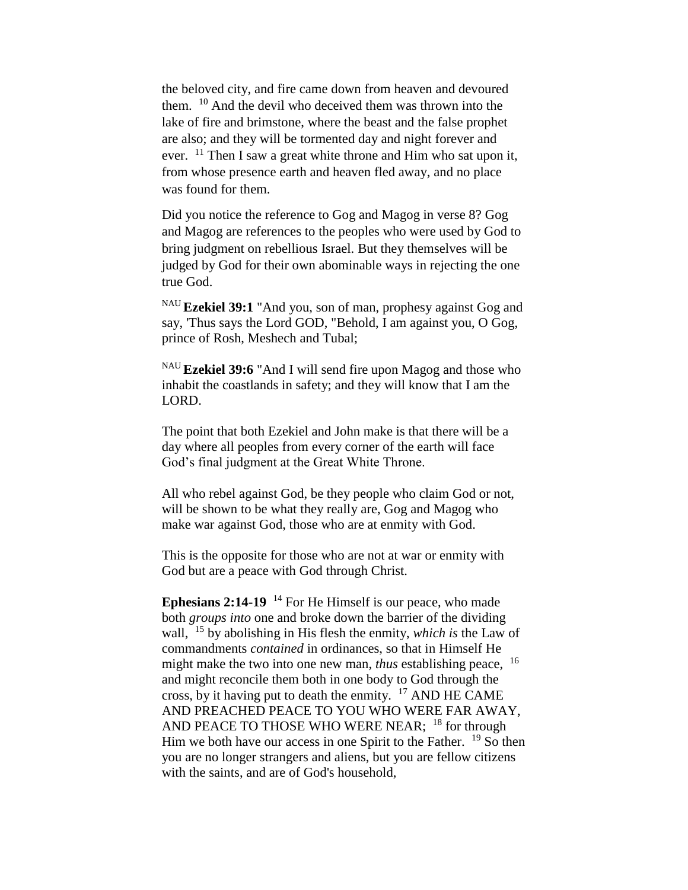the beloved city, and fire came down from heaven and devoured them. [10] And the devil who deceived them was thrown into the lake of fire and brimstone, where the beast and the false prophet are also; and they will be tormented day and night forever and ever. [11] Then I saw a great white throne and Him who sat upon it, from whose presence earth and heaven fled away, and no place was found for them.

Did you notice the reference to Gog and Magog in verse 8? Gog and Magog are references to the peoples who were used by God to bring judgment on rebellious Israel. But they themselves will be judged by God for their own abominable ways in rejecting the one true God.

[NAU] **Ezekiel 39:1** "And you, son of man, prophesy against Gog and say, 'Thus says the Lord GOD, "Behold, I am against you, O Gog, prince of Rosh, Meshech and Tubal;

[NAU] **Ezekiel 39:6** "And I will send fire upon Magog and those who inhabit the coastlands in safety; and they will know that I am the LORD.

The point that both Ezekiel and John make is that there will be a day where all peoples from every corner of the earth will face God's final judgment at the Great White Throne.

All who rebel against God, be they people who claim God or not, will be shown to be what they really are, Gog and Magog who make war against God, those who are at enmity with God.

This is the opposite for those who are not at war or enmity with God but are a peace with God through Christ.

**Ephesians 2:14-19** [14] For He Himself is our peace, who made both *groups into* one and broke down the barrier of the dividing wall, [15] by abolishing in His flesh the enmity, *which is* the Law of commandments *contained* in ordinances, so that in Himself He might make the two into one new man, *thus* establishing peace, [16] and might reconcile them both in one body to God through the cross, by it having put to death the enmity. [17] AND HE CAME AND PREACHED PEACE TO YOU WHO WERE FAR AWAY, AND PEACE TO THOSE WHO WERE NEAR; [18] for through Him we both have our access in one Spirit to the Father. [19] So then you are no longer strangers and aliens, but you are fellow citizens with the saints, and are of God's household,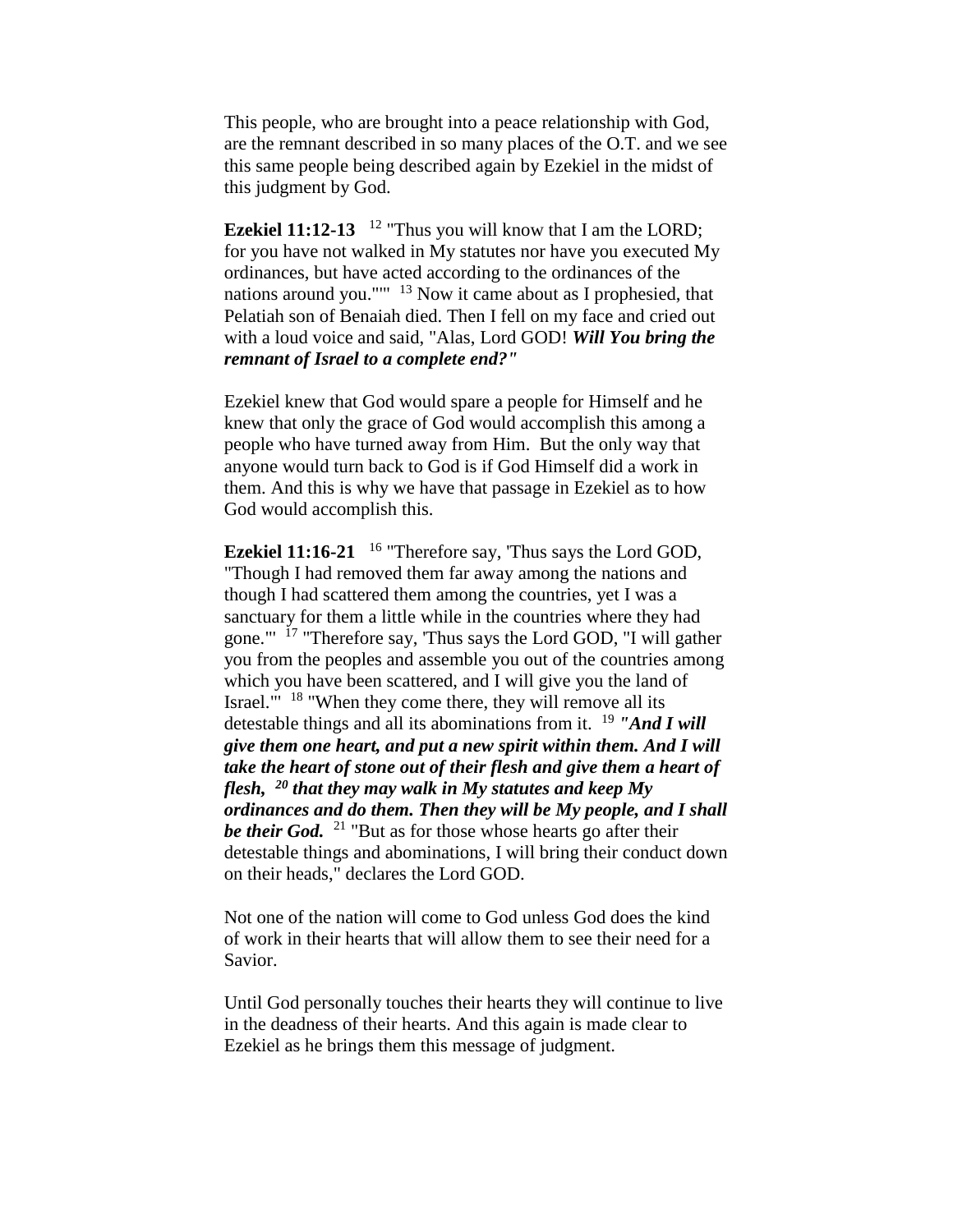This people, who are brought into a peace relationship with God, are the remnant described in so many places of the O.T. and we see this same people being described again by Ezekiel in the midst of this judgment by God.

**Ezekiel 11:12-13** [12] "Thus you will know that I am the LORD; for you have not walked in My statutes nor have you executed My ordinances, but have acted according to the ordinances of the nations around you."'" [13] Now it came about as I prophesied, that Pelatiah son of Benaiah died. Then I fell on my face and cried out with a loud voice and said, "Alas, Lord GOD! ***Will You bring the remnant of Israel to a complete end?"***

Ezekiel knew that God would spare a people for Himself and he knew that only the grace of God would accomplish this among a people who have turned away from Him. But the only way that anyone would turn back to God is if God Himself did a work in them. And this is why we have that passage in Ezekiel as to how God would accomplish this.

**Ezekiel 11:16-21** [16] "Therefore say, 'Thus says the Lord GOD, "Though I had removed them far away among the nations and though I had scattered them among the countries, yet I was a sanctuary for them a little while in the countries where they had gone."' [17] "Therefore say, 'Thus says the Lord GOD, "I will gather you from the peoples and assemble you out of the countries among which you have been scattered, and I will give you the land of Israel."' [18] "When they come there, they will remove all its detestable things and all its abominations from it. [19] ***"And I will give them one heart, and put a new spirit within them. And I will take the heart of stone out of their flesh and give them a heart of flesh, [20] that they may walk in My statutes and keep My ordinances and do them. Then they will be My people, and I shall be their God.*** [21] "But as for those whose hearts go after their detestable things and abominations, I will bring their conduct down on their heads," declares the Lord GOD.

Not one of the nation will come to God unless God does the kind of work in their hearts that will allow them to see their need for a Savior.

Until God personally touches their hearts they will continue to live in the deadness of their hearts. And this again is made clear to Ezekiel as he brings them this message of judgment.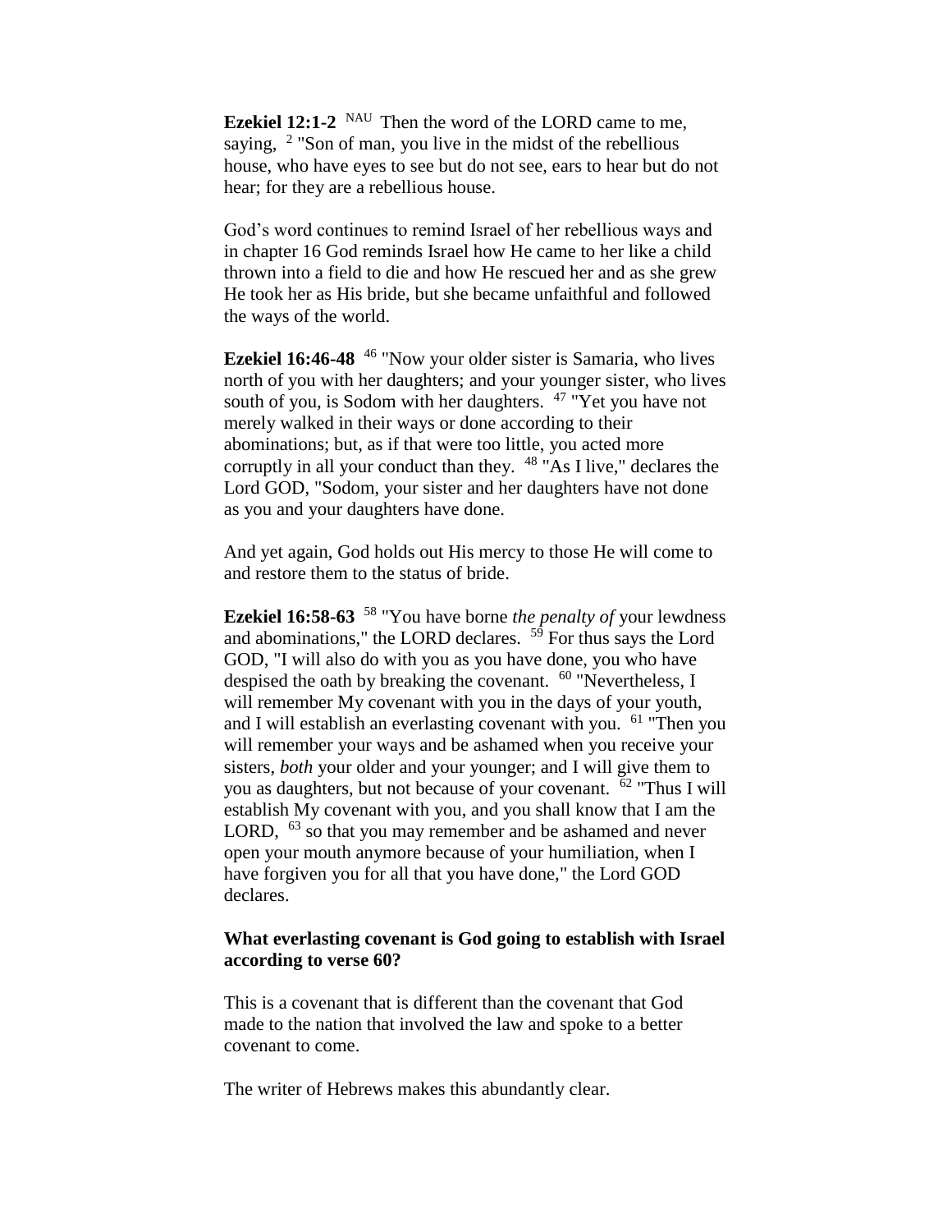**Ezekiel 12:1-2** NAU Then the word of the LORD came to me, saying, [2] "Son of man, you live in the midst of the rebellious house, who have eyes to see but do not see, ears to hear but do not hear; for they are a rebellious house.

God's word continues to remind Israel of her rebellious ways and in chapter 16 God reminds Israel how He came to her like a child thrown into a field to die and how He rescued her and as she grew He took her as His bride, but she became unfaithful and followed the ways of the world.

**Ezekiel 16:46-48** [46] "Now your older sister is Samaria, who lives north of you with her daughters; and your younger sister, who lives south of you, is Sodom with her daughters. [47] "Yet you have not merely walked in their ways or done according to their abominations; but, as if that were too little, you acted more corruptly in all your conduct than they. [48] "As I live," declares the Lord GOD, "Sodom, your sister and her daughters have not done as you and your daughters have done.

And yet again, God holds out His mercy to those He will come to and restore them to the status of bride.

**Ezekiel 16:58-63** [58] "You have borne *the penalty of* your lewdness and abominations," the LORD declares. [59] For thus says the Lord GOD, "I will also do with you as you have done, you who have despised the oath by breaking the covenant. [60] "Nevertheless, I will remember My covenant with you in the days of your youth, and I will establish an everlasting covenant with you. [61] "Then you will remember your ways and be ashamed when you receive your sisters, *both* your older and your younger; and I will give them to you as daughters, but not because of your covenant. [62] "Thus I will establish My covenant with you, and you shall know that I am the LORD, [63] so that you may remember and be ashamed and never open your mouth anymore because of your humiliation, when I have forgiven you for all that you have done," the Lord GOD declares.

**What everlasting covenant is God going to establish with Israel according to verse 60?**

This is a covenant that is different than the covenant that God made to the nation that involved the law and spoke to a better covenant to come.

The writer of Hebrews makes this abundantly clear.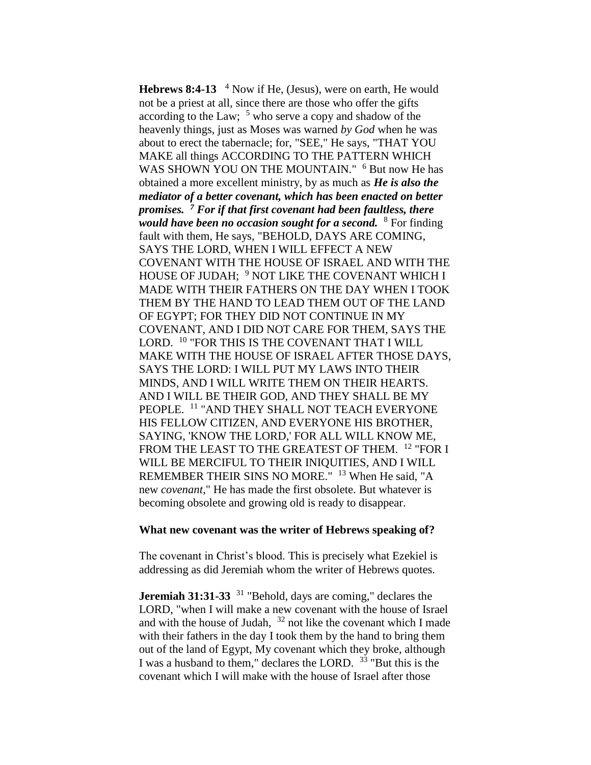**Hebrews 8:4-13** [4] Now if He, (Jesus), were on earth, He would not be a priest at all, since there are those who offer the gifts according to the Law; [5] who serve a copy and shadow of the heavenly things, just as Moses was warned *by God* when he was about to erect the tabernacle; for, "SEE," He says, "THAT YOU MAKE all things ACCORDING TO THE PATTERN WHICH WAS SHOWN YOU ON THE MOUNTAIN." [6] But now He has obtained a more excellent ministry, by as much as ***He is also the mediator of a better covenant, which has been enacted on better promises. [7] For if that first covenant had been faultless, there would have been no occasion sought for a second.*** [8] For finding fault with them, He says, "BEHOLD, DAYS ARE COMING, SAYS THE LORD, WHEN I WILL EFFECT A NEW COVENANT WITH THE HOUSE OF ISRAEL AND WITH THE HOUSE OF JUDAH; [9] NOT LIKE THE COVENANT WHICH I MADE WITH THEIR FATHERS ON THE DAY WHEN I TOOK THEM BY THE HAND TO LEAD THEM OUT OF THE LAND OF EGYPT; FOR THEY DID NOT CONTINUE IN MY COVENANT, AND I DID NOT CARE FOR THEM, SAYS THE LORD. [10] "FOR THIS IS THE COVENANT THAT I WILL MAKE WITH THE HOUSE OF ISRAEL AFTER THOSE DAYS, SAYS THE LORD: I WILL PUT MY LAWS INTO THEIR MINDS, AND I WILL WRITE THEM ON THEIR HEARTS. AND I WILL BE THEIR GOD, AND THEY SHALL BE MY PEOPLE. [11] "AND THEY SHALL NOT TEACH EVERYONE HIS FELLOW CITIZEN, AND EVERYONE HIS BROTHER, SAYING, 'KNOW THE LORD,' FOR ALL WILL KNOW ME, FROM THE LEAST TO THE GREATEST OF THEM. [12] "FOR I WILL BE MERCIFUL TO THEIR INIQUITIES, AND I WILL REMEMBER THEIR SINS NO MORE." [13] When He said, "A new *covenant*," He has made the first obsolete. But whatever is becoming obsolete and growing old is ready to disappear.

**What new covenant was the writer of Hebrews speaking of?**

The covenant in Christ's blood. This is precisely what Ezekiel is addressing as did Jeremiah whom the writer of Hebrews quotes.

**Jeremiah 31:31-33** [31] "Behold, days are coming," declares the LORD, "when I will make a new covenant with the house of Israel and with the house of Judah, [32] not like the covenant which I made with their fathers in the day I took them by the hand to bring them out of the land of Egypt, My covenant which they broke, although I was a husband to them," declares the LORD. [33] "But this is the covenant which I will make with the house of Israel after those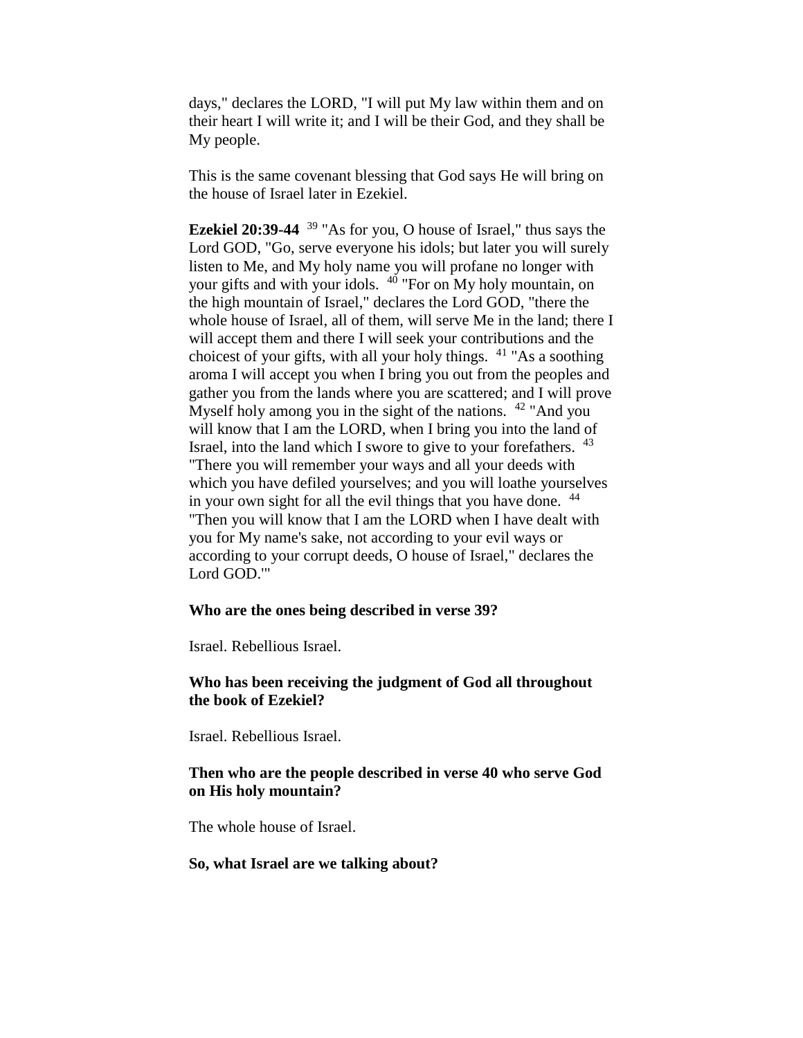days," declares the LORD, "I will put My law within them and on their heart I will write it; and I will be their God, and they shall be My people.

This is the same covenant blessing that God says He will bring on the house of Israel later in Ezekiel.

**Ezekiel 20:39-44** [39] "As for you, O house of Israel," thus says the Lord GOD, "Go, serve everyone his idols; but later you will surely listen to Me, and My holy name you will profane no longer with your gifts and with your idols. [40] "For on My holy mountain, on the high mountain of Israel," declares the Lord GOD, "there the whole house of Israel, all of them, will serve Me in the land; there I will accept them and there I will seek your contributions and the choicest of your gifts, with all your holy things. [41] "As a soothing aroma I will accept you when I bring you out from the peoples and gather you from the lands where you are scattered; and I will prove Myself holy among you in the sight of the nations. [42] "And you will know that I am the LORD, when I bring you into the land of Israel, into the land which I swore to give to your forefathers. [43] "There you will remember your ways and all your deeds with which you have defiled yourselves; and you will loathe yourselves in your own sight for all the evil things that you have done. [44] "Then you will know that I am the LORD when I have dealt with you for My name's sake, not according to your evil ways or according to your corrupt deeds, O house of Israel," declares the Lord GOD.'"

**Who are the ones being described in verse 39?**

Israel. Rebellious Israel.

**Who has been receiving the judgment of God all throughout the book of Ezekiel?**

Israel. Rebellious Israel.

**Then who are the people described in verse 40 who serve God on His holy mountain?**

The whole house of Israel.

**So, what Israel are we talking about?**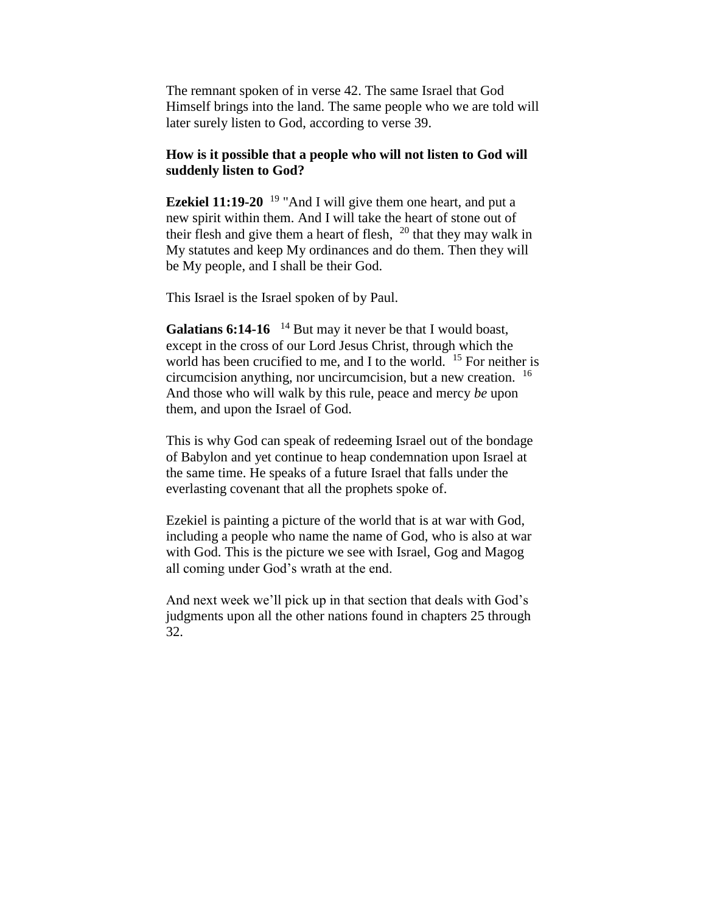The remnant spoken of in verse 42. The same Israel that God Himself brings into the land. The same people who we are told will later surely listen to God, according to verse 39.

**How is it possible that a people who will not listen to God will suddenly listen to God?**

**Ezekiel 11:19-20** [19] "And I will give them one heart, and put a new spirit within them. And I will take the heart of stone out of their flesh and give them a heart of flesh, [20] that they may walk in My statutes and keep My ordinances and do them. Then they will be My people, and I shall be their God.

This Israel is the Israel spoken of by Paul.

**Galatians 6:14-16** [14] But may it never be that I would boast, except in the cross of our Lord Jesus Christ, through which the world has been crucified to me, and I to the world. [15] For neither is circumcision anything, nor uncircumcision, but a new creation. [16] And those who will walk by this rule, peace and mercy *be* upon them, and upon the Israel of God.

This is why God can speak of redeeming Israel out of the bondage of Babylon and yet continue to heap condemnation upon Israel at the same time. He speaks of a future Israel that falls under the everlasting covenant that all the prophets spoke of.

Ezekiel is painting a picture of the world that is at war with God, including a people who name the name of God, who is also at war with God. This is the picture we see with Israel, Gog and Magog all coming under God's wrath at the end.

And next week we'll pick up in that section that deals with God's judgments upon all the other nations found in chapters 25 through 32.